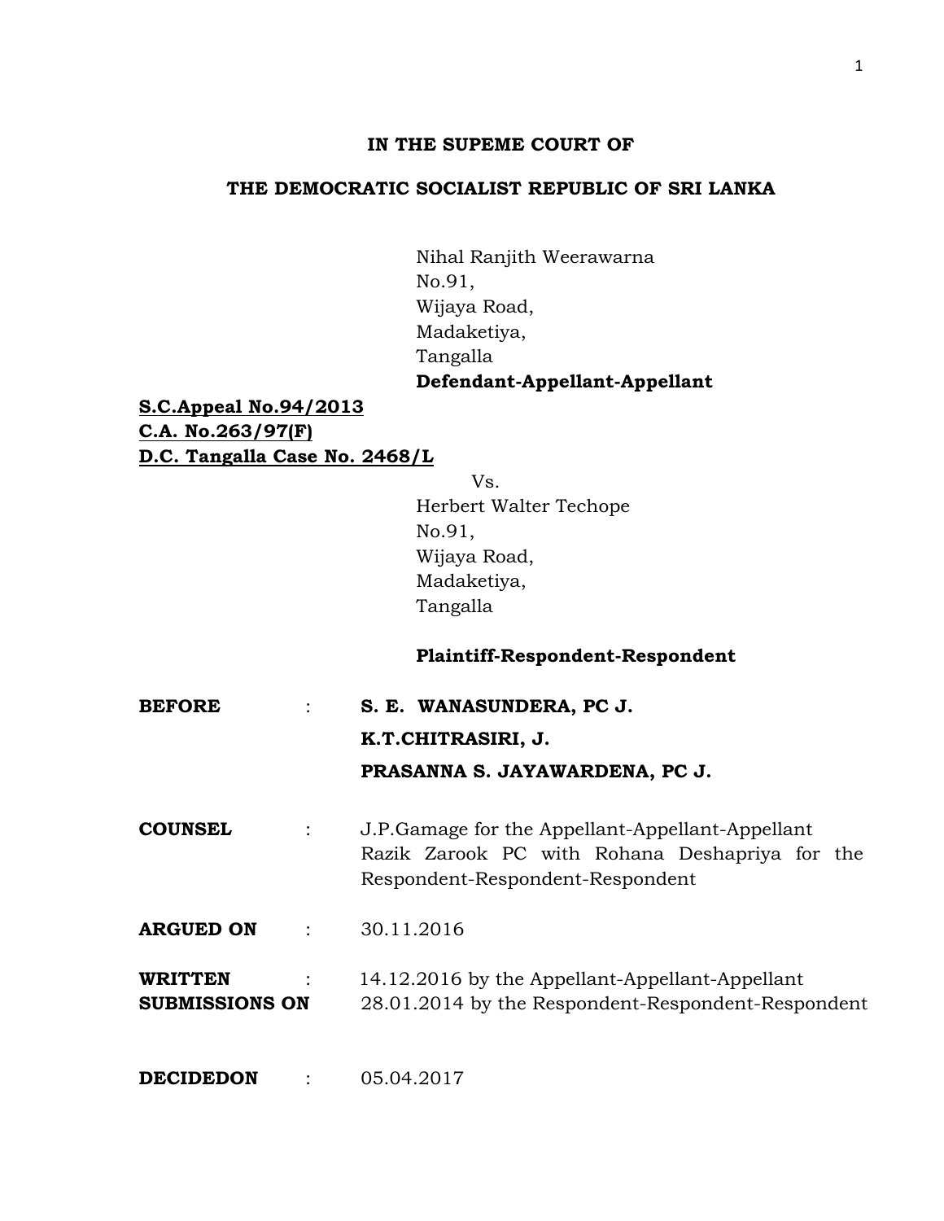**IN THE SUPEME COURT OF**

**THE DEMOCRATIC SOCIALIST REPUBLIC OF SRI LANKA**

Nihal Ranjith Weerawarna
No.91,
Wijaya Road,
Madaketiya,
Tangalla
**Defendant-Appellant-Appellant**

**S.C.Appeal No.94/2013**
**C.A. No.263/97(F)**
**D.C. Tangalla Case No. 2468/L**

Vs.

Herbert Walter Techope
No.91,
Wijaya Road,
Madaketiya,
Tangalla

**Plaintiff-Respondent-Respondent**

**BEFORE** : **S. E. WANASUNDERA, PC J.**
**K.T.CHITRASIRI, J.**
**PRASANNA S. JAYAWARDENA, PC J.**

**COUNSEL** : J.P.Gamage for the Appellant-Appellant-Appellant
Razik Zarook PC with Rohana Deshapriya for the Respondent-Respondent-Respondent

**ARGUED ON** : 30.11.2016

**WRITTEN SUBMISSIONS ON** : 14.12.2016 by the Appellant-Appellant-Appellant
28.01.2014 by the Respondent-Respondent-Respondent

**DECIDEDON** : 05.04.2017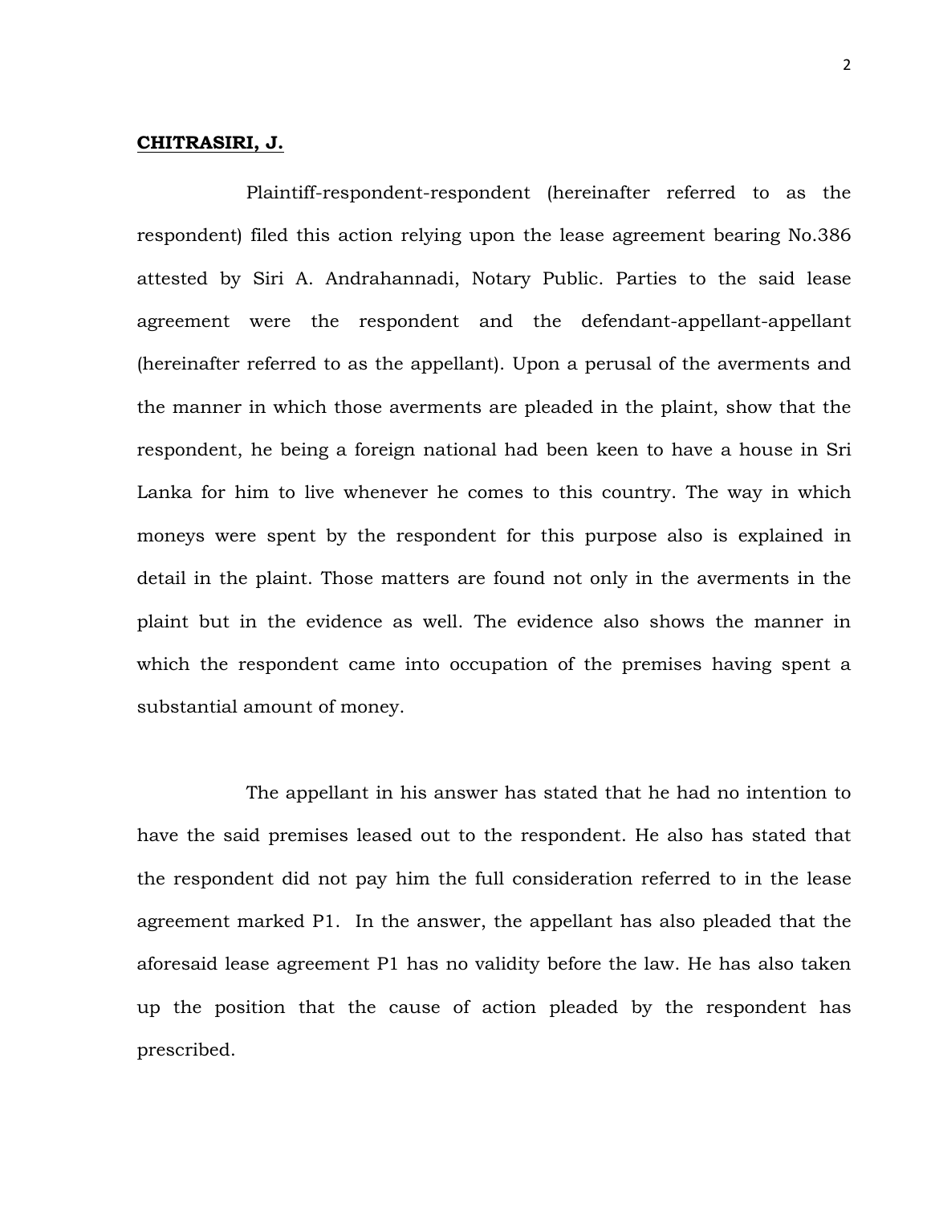**CHITRASIRI, J.**

Plaintiff-respondent-respondent (hereinafter referred to as the respondent) filed this action relying upon the lease agreement bearing No.386 attested by Siri A. Andrahannadi, Notary Public. Parties to the said lease agreement were the respondent and the defendant-appellant-appellant (hereinafter referred to as the appellant). Upon a perusal of the averments and the manner in which those averments are pleaded in the plaint, show that the respondent, he being a foreign national had been keen to have a house in Sri Lanka for him to live whenever he comes to this country. The way in which moneys were spent by the respondent for this purpose also is explained in detail in the plaint. Those matters are found not only in the averments in the plaint but in the evidence as well. The evidence also shows the manner in which the respondent came into occupation of the premises having spent a substantial amount of money.

The appellant in his answer has stated that he had no intention to have the said premises leased out to the respondent. He also has stated that the respondent did not pay him the full consideration referred to in the lease agreement marked P1. In the answer, the appellant has also pleaded that the aforesaid lease agreement P1 has no validity before the law. He has also taken up the position that the cause of action pleaded by the respondent has prescribed.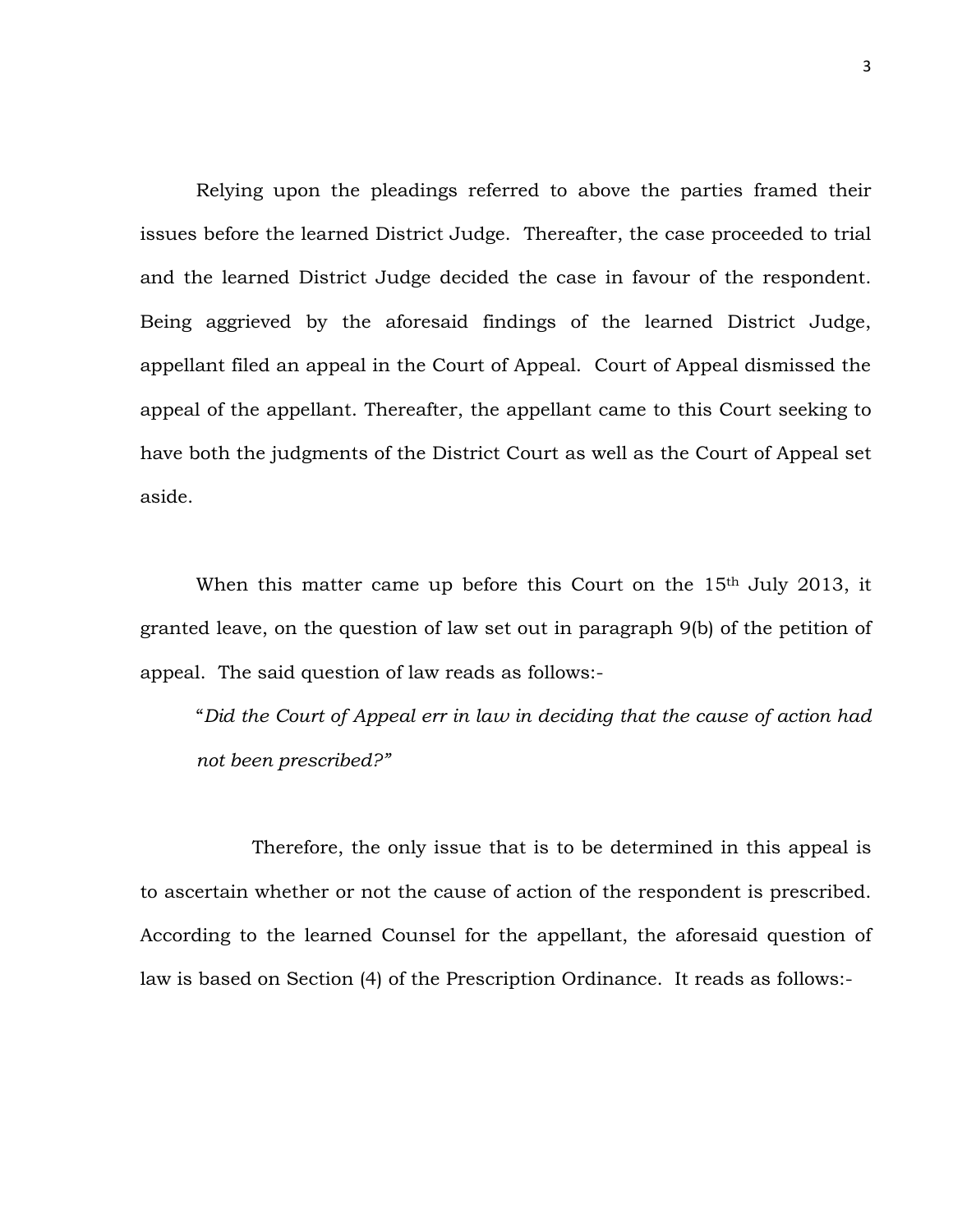Relying upon the pleadings referred to above the parties framed their issues before the learned District Judge. Thereafter, the case proceeded to trial and the learned District Judge decided the case in favour of the respondent. Being aggrieved by the aforesaid findings of the learned District Judge, appellant filed an appeal in the Court of Appeal. Court of Appeal dismissed the appeal of the appellant. Thereafter, the appellant came to this Court seeking to have both the judgments of the District Court as well as the Court of Appeal set aside.

When this matter came up before this Court on the 15th July 2013, it granted leave, on the question of law set out in paragraph 9(b) of the petition of appeal. The said question of law reads as follows:-

> "*Did the Court of Appeal err in law in deciding that the cause of action had not been prescribed?*"

Therefore, the only issue that is to be determined in this appeal is to ascertain whether or not the cause of action of the respondent is prescribed. According to the learned Counsel for the appellant, the aforesaid question of law is based on Section (4) of the Prescription Ordinance. It reads as follows:-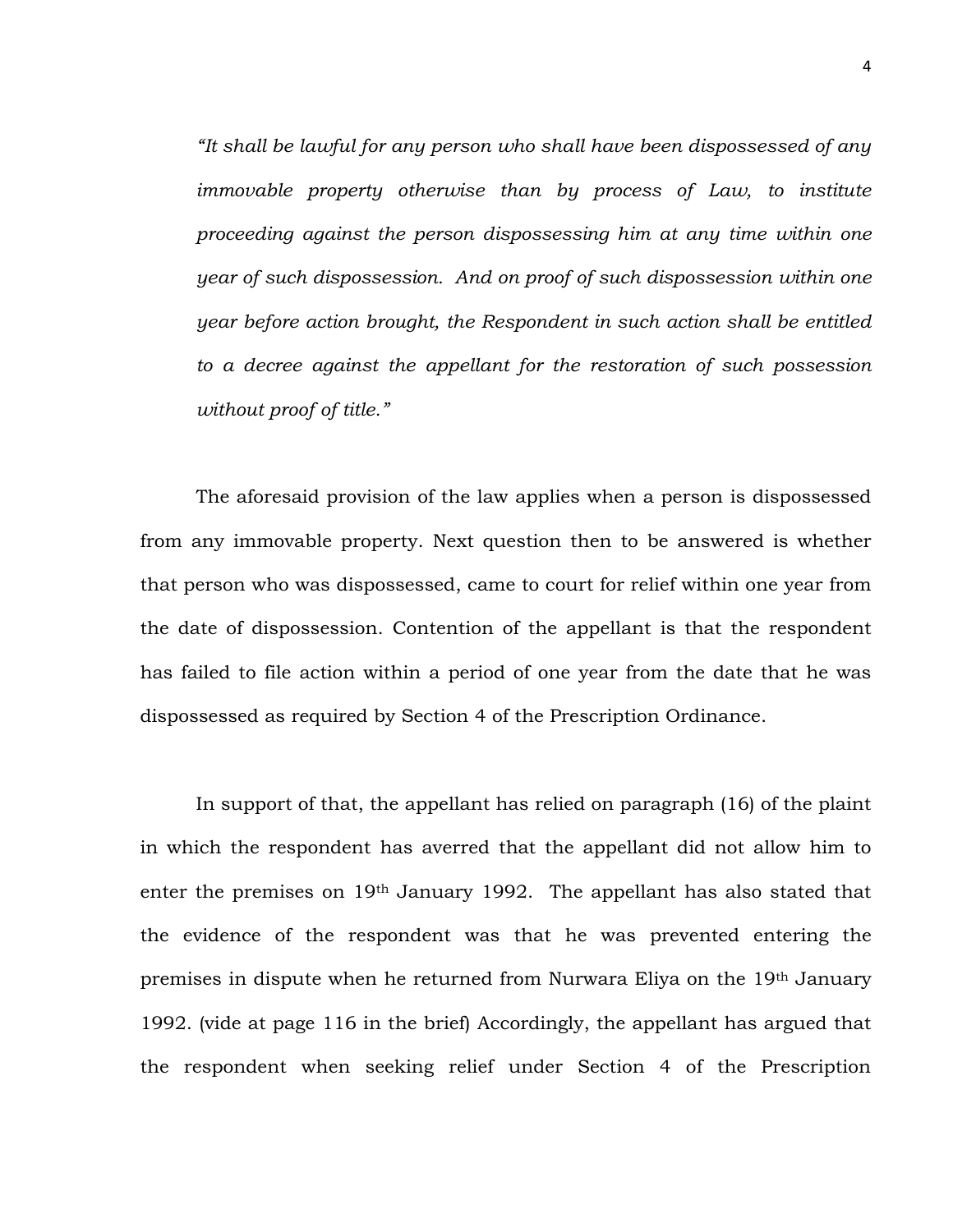*"It shall be lawful for any person who shall have been dispossessed of any immovable property otherwise than by process of Law, to institute proceeding against the person dispossessing him at any time within one year of such dispossession. And on proof of such dispossession within one year before action brought, the Respondent in such action shall be entitled to a decree against the appellant for the restoration of such possession without proof of title."*

The aforesaid provision of the law applies when a person is dispossessed from any immovable property. Next question then to be answered is whether that person who was dispossessed, came to court for relief within one year from the date of dispossession. Contention of the appellant is that the respondent has failed to file action within a period of one year from the date that he was dispossessed as required by Section 4 of the Prescription Ordinance.

In support of that, the appellant has relied on paragraph (16) of the plaint in which the respondent has averred that the appellant did not allow him to enter the premises on 19th January 1992. The appellant has also stated that the evidence of the respondent was that he was prevented entering the premises in dispute when he returned from Nurwara Eliya on the 19th January 1992. (vide at page 116 in the brief) Accordingly, the appellant has argued that the respondent when seeking relief under Section 4 of the Prescription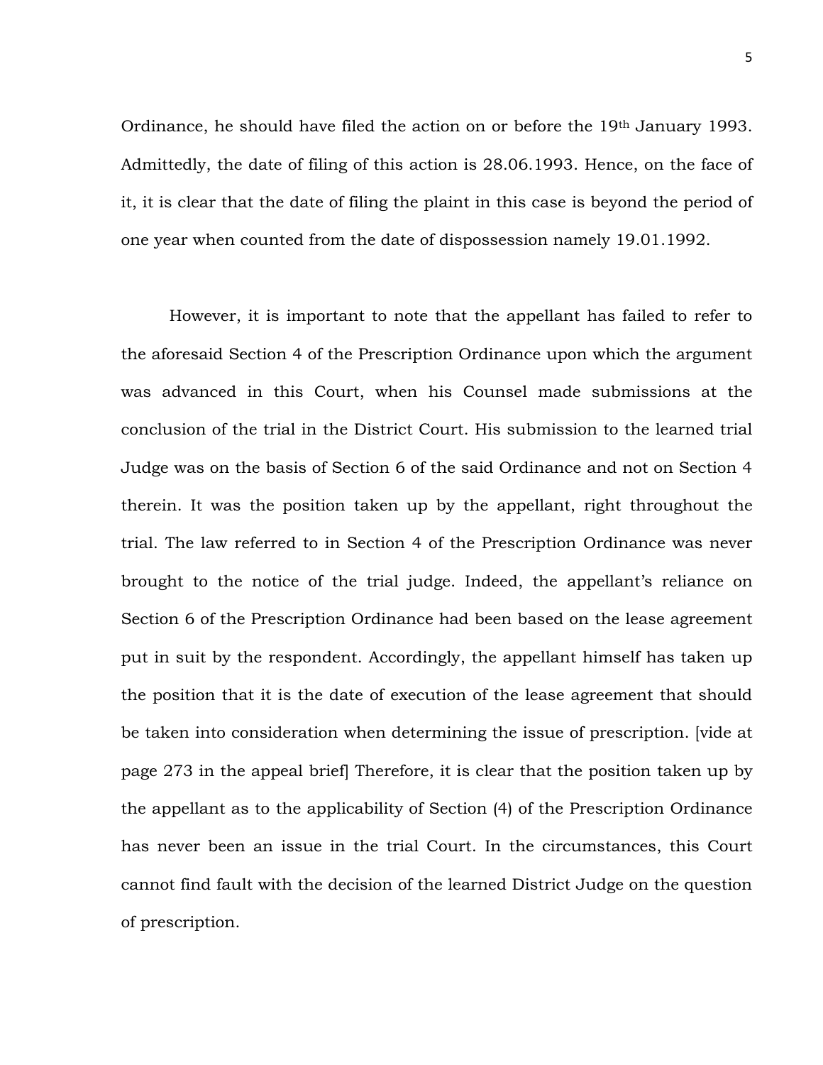Ordinance, he should have filed the action on or before the 19th January 1993. Admittedly, the date of filing of this action is 28.06.1993. Hence, on the face of it, it is clear that the date of filing the plaint in this case is beyond the period of one year when counted from the date of dispossession namely 19.01.1992.

However, it is important to note that the appellant has failed to refer to the aforesaid Section 4 of the Prescription Ordinance upon which the argument was advanced in this Court, when his Counsel made submissions at the conclusion of the trial in the District Court. His submission to the learned trial Judge was on the basis of Section 6 of the said Ordinance and not on Section 4 therein. It was the position taken up by the appellant, right throughout the trial. The law referred to in Section 4 of the Prescription Ordinance was never brought to the notice of the trial judge. Indeed, the appellant's reliance on Section 6 of the Prescription Ordinance had been based on the lease agreement put in suit by the respondent. Accordingly, the appellant himself has taken up the position that it is the date of execution of the lease agreement that should be taken into consideration when determining the issue of prescription. [vide at page 273 in the appeal brief] Therefore, it is clear that the position taken up by the appellant as to the applicability of Section (4) of the Prescription Ordinance has never been an issue in the trial Court. In the circumstances, this Court cannot find fault with the decision of the learned District Judge on the question of prescription.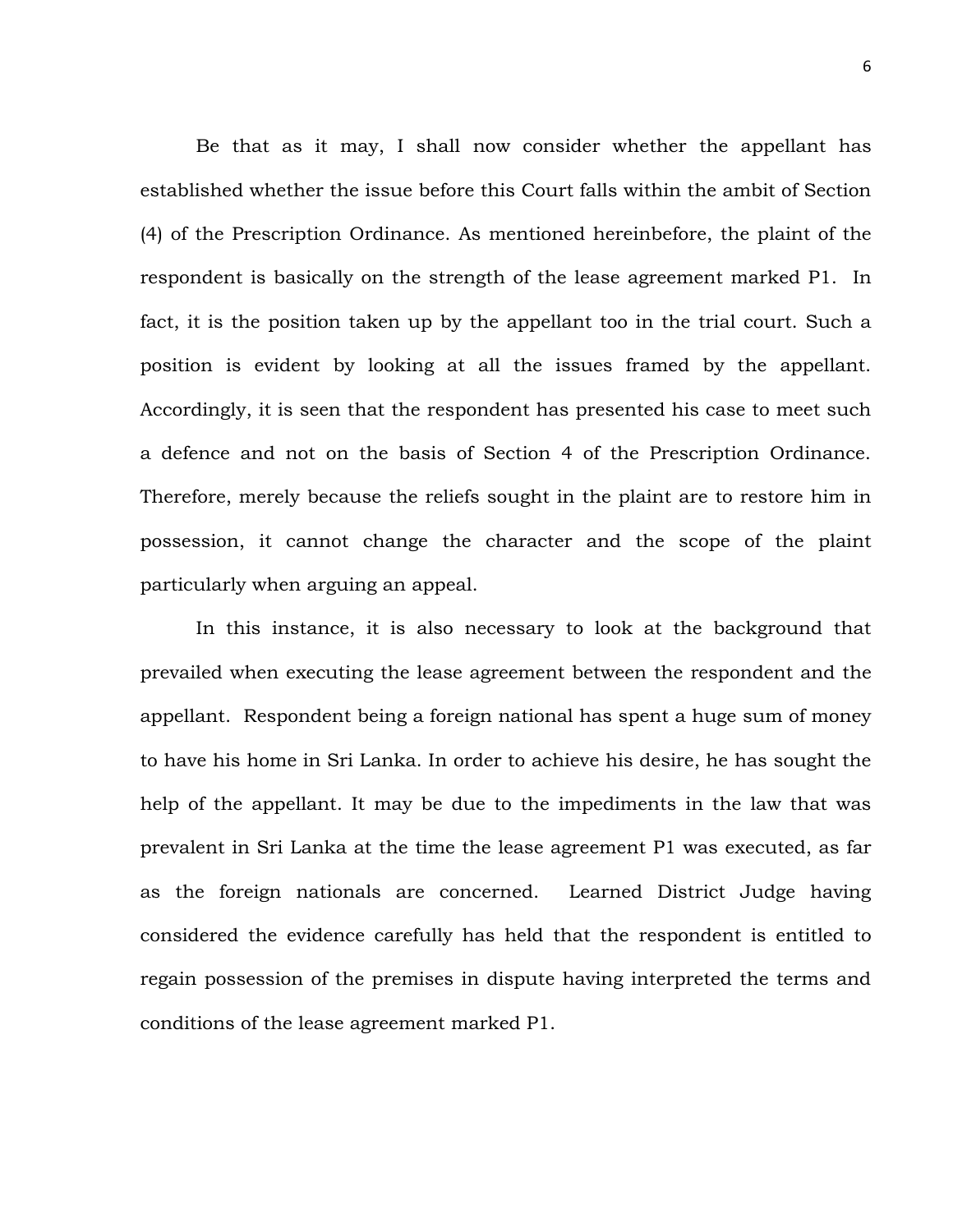Be that as it may, I shall now consider whether the appellant has established whether the issue before this Court falls within the ambit of Section (4) of the Prescription Ordinance. As mentioned hereinbefore, the plaint of the respondent is basically on the strength of the lease agreement marked P1. In fact, it is the position taken up by the appellant too in the trial court. Such a position is evident by looking at all the issues framed by the appellant. Accordingly, it is seen that the respondent has presented his case to meet such a defence and not on the basis of Section 4 of the Prescription Ordinance. Therefore, merely because the reliefs sought in the plaint are to restore him in possession, it cannot change the character and the scope of the plaint particularly when arguing an appeal.

In this instance, it is also necessary to look at the background that prevailed when executing the lease agreement between the respondent and the appellant. Respondent being a foreign national has spent a huge sum of money to have his home in Sri Lanka. In order to achieve his desire, he has sought the help of the appellant. It may be due to the impediments in the law that was prevalent in Sri Lanka at the time the lease agreement P1 was executed, as far as the foreign nationals are concerned. Learned District Judge having considered the evidence carefully has held that the respondent is entitled to regain possession of the premises in dispute having interpreted the terms and conditions of the lease agreement marked P1.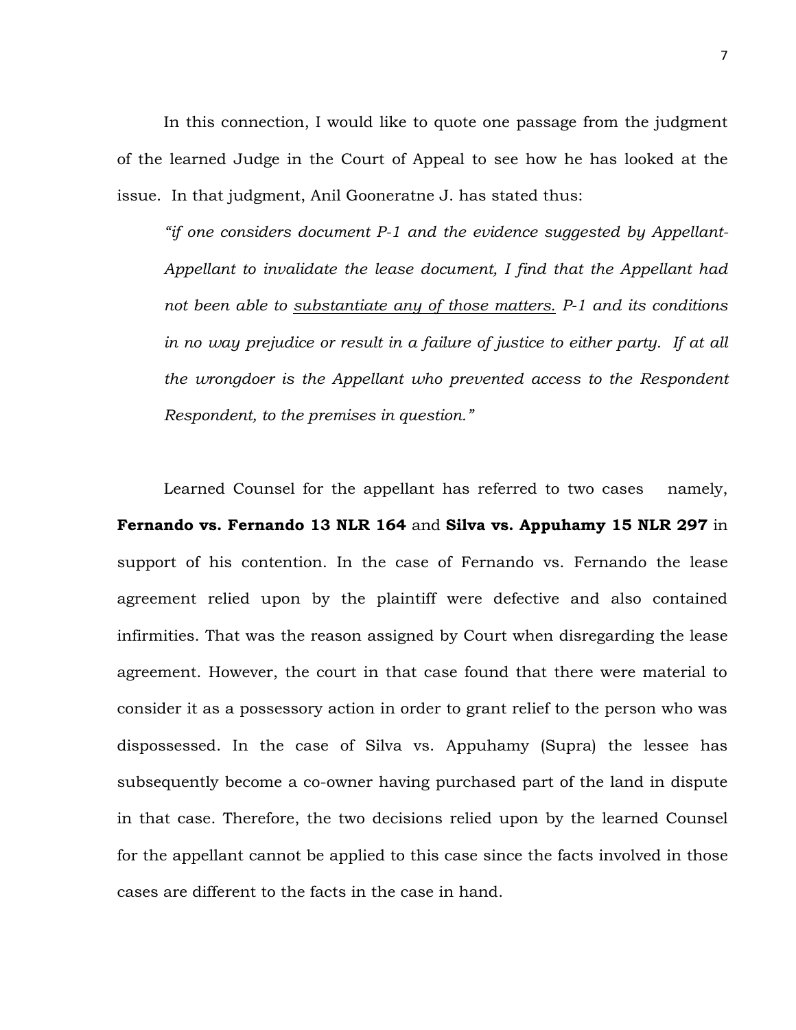In this connection, I would like to quote one passage from the judgment of the learned Judge in the Court of Appeal to see how he has looked at the issue. In that judgment, Anil Gooneratne J. has stated thus:

> *"if one considers document P-1 and the evidence suggested by Appellant-Appellant to invalidate the lease document, I find that the Appellant had not been able to <u>substantiate any of those matters.</u> P-1 and its conditions in no way prejudice or result in a failure of justice to either party. If at all the wrongdoer is the Appellant who prevented access to the Respondent Respondent, to the premises in question."*

Learned Counsel for the appellant has referred to two cases namely, **Fernando vs. Fernando 13 NLR 164** and **Silva vs. Appuhamy 15 NLR 297** in support of his contention. In the case of Fernando vs. Fernando the lease agreement relied upon by the plaintiff were defective and also contained infirmities. That was the reason assigned by Court when disregarding the lease agreement. However, the court in that case found that there were material to consider it as a possessory action in order to grant relief to the person who was dispossessed. In the case of Silva vs. Appuhamy (Supra) the lessee has subsequently become a co-owner having purchased part of the land in dispute in that case. Therefore, the two decisions relied upon by the learned Counsel for the appellant cannot be applied to this case since the facts involved in those cases are different to the facts in the case in hand.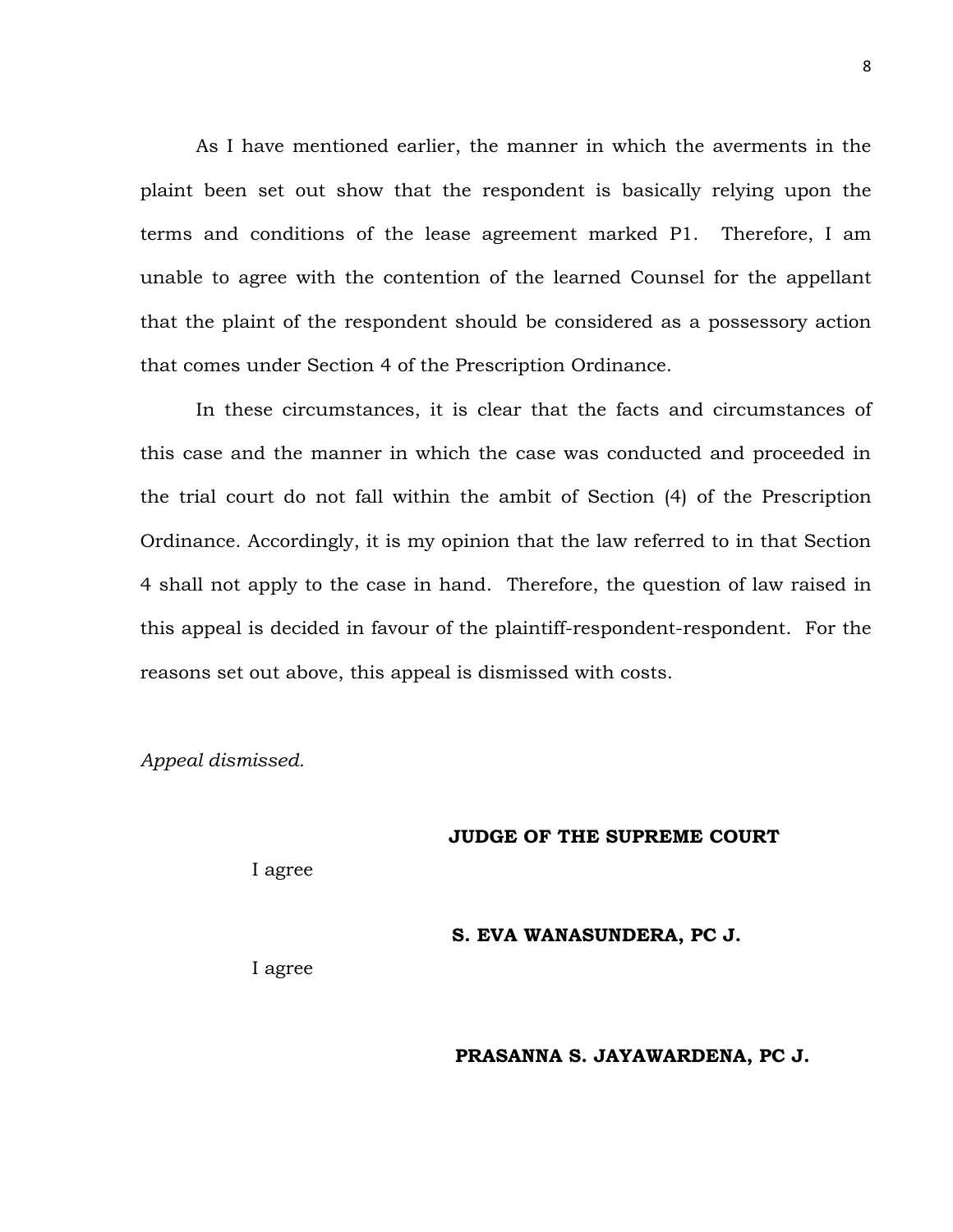As I have mentioned earlier, the manner in which the averments in the plaint been set out show that the respondent is basically relying upon the terms and conditions of the lease agreement marked P1. Therefore, I am unable to agree with the contention of the learned Counsel for the appellant that the plaint of the respondent should be considered as a possessory action that comes under Section 4 of the Prescription Ordinance.

In these circumstances, it is clear that the facts and circumstances of this case and the manner in which the case was conducted and proceeded in the trial court do not fall within the ambit of Section (4) of the Prescription Ordinance. Accordingly, it is my opinion that the law referred to in that Section 4 shall not apply to the case in hand. Therefore, the question of law raised in this appeal is decided in favour of the plaintiff-respondent-respondent. For the reasons set out above, this appeal is dismissed with costs.

*Appeal dismissed.*

**JUDGE OF THE SUPREME COURT**

I agree

**S. EVA WANASUNDERA, PC J.**

I agree

**PRASANNA S. JAYAWARDENA, PC J.**